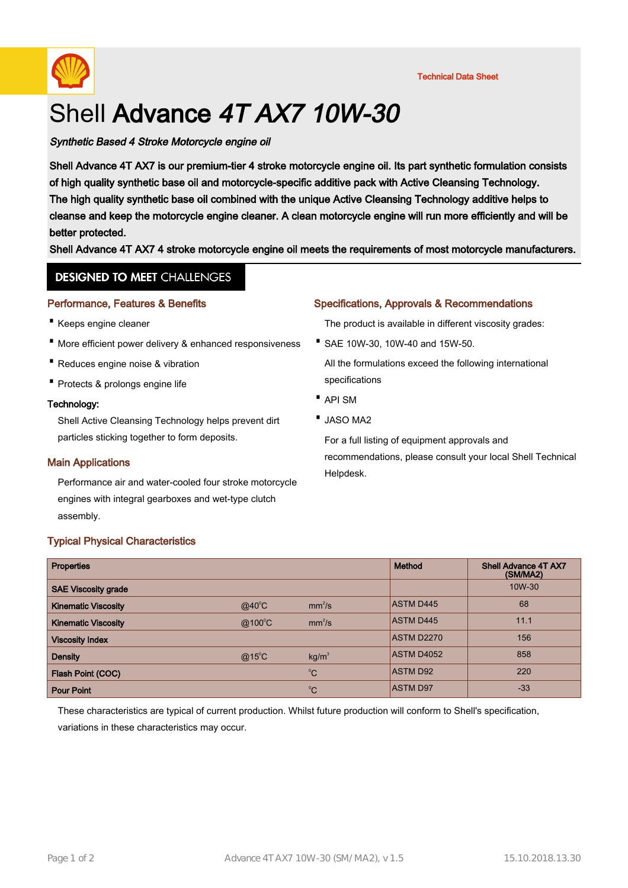Technical Data Sheet

# Shell **Advance** ***4T AX7 10W-30***

***Synthetic Based 4 Stroke Motorcycle engine oil***

**Shell Advance 4T AX7 is our premium-tier 4 stroke motorcycle engine oil. Its part synthetic formulation consists of high quality synthetic base oil and motorcycle-specific additive pack with Active Cleansing Technology. The high quality synthetic base oil combined with the unique Active Cleansing Technology additive helps to cleanse and keep the motorcycle engine cleaner. A clean motorcycle engine will run more efficiently and will be better protected.**
**Shell Advance 4T AX7 4 stroke motorcycle engine oil meets the requirements of most motorcycle manufacturers.**

## DESIGNED TO MEET CHALLENGES

### Performance, Features & Benefits

- Keeps engine cleaner
- More efficient power delivery & enhanced responsiveness
- Reduces engine noise & vibration
- Protects & prolongs engine life

**Technology:**

Shell Active Cleansing Technology helps prevent dirt particles sticking together to form deposits.

### Main Applications

Performance air and water-cooled four stroke motorcycle engines with integral gearboxes and wet-type clutch assembly.

### Specifications, Approvals & Recommendations

The product is available in different viscosity grades:

- SAE 10W-30, 10W-40 and 15W-50.

All the formulations exceed the following international specifications

- API SM
- JASO MA2

For a full listing of equipment approvals and recommendations, please consult your local Shell Technical Helpdesk.

### Typical Physical Characteristics

| Properties | | | Method | Shell Advance 4T AX7 (SM/MA2) |
|---|---|---|---|---|
| SAE Viscosity grade | | | | 10W-30 |
| Kinematic Viscosity | @40°C | mm²/s | ASTM D445 | 68 |
| Kinematic Viscosity | @100°C | mm²/s | ASTM D445 | 11.1 |
| Viscosity Index | | | ASTM D2270 | 156 |
| Density | @15°C | kg/m³ | ASTM D4052 | 858 |
| Flash Point (COC) | | °C | ASTM D92 | 220 |
| Pour Point | | °C | ASTM D97 | -33 |

These characteristics are typical of current production. Whilst future production will conform to Shell's specification, variations in these characteristics may occur.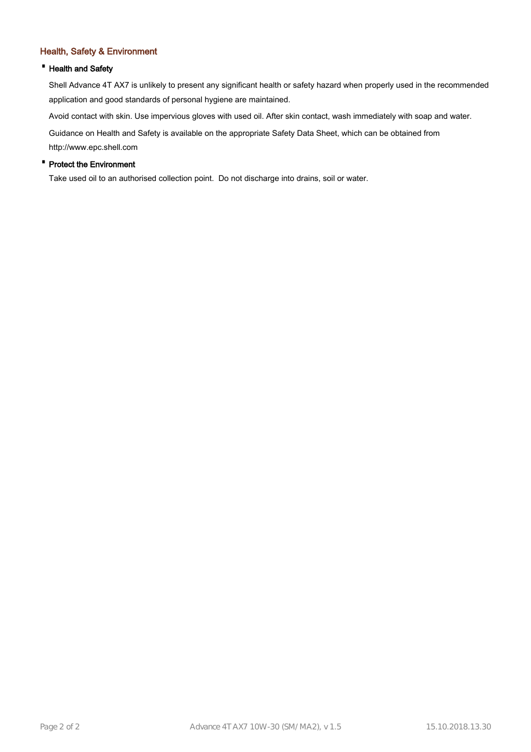## Health, Safety & Environment

- **Health and Safety**

  Shell Advance 4T AX7 is unlikely to present any significant health or safety hazard when properly used in the recommended application and good standards of personal hygiene are maintained.

  Avoid contact with skin. Use impervious gloves with used oil. After skin contact, wash immediately with soap and water.

  Guidance on Health and Safety is available on the appropriate Safety Data Sheet, which can be obtained from http://www.epc.shell.com

- **Protect the Environment**

  Take used oil to an authorised collection point. Do not discharge into drains, soil or water.